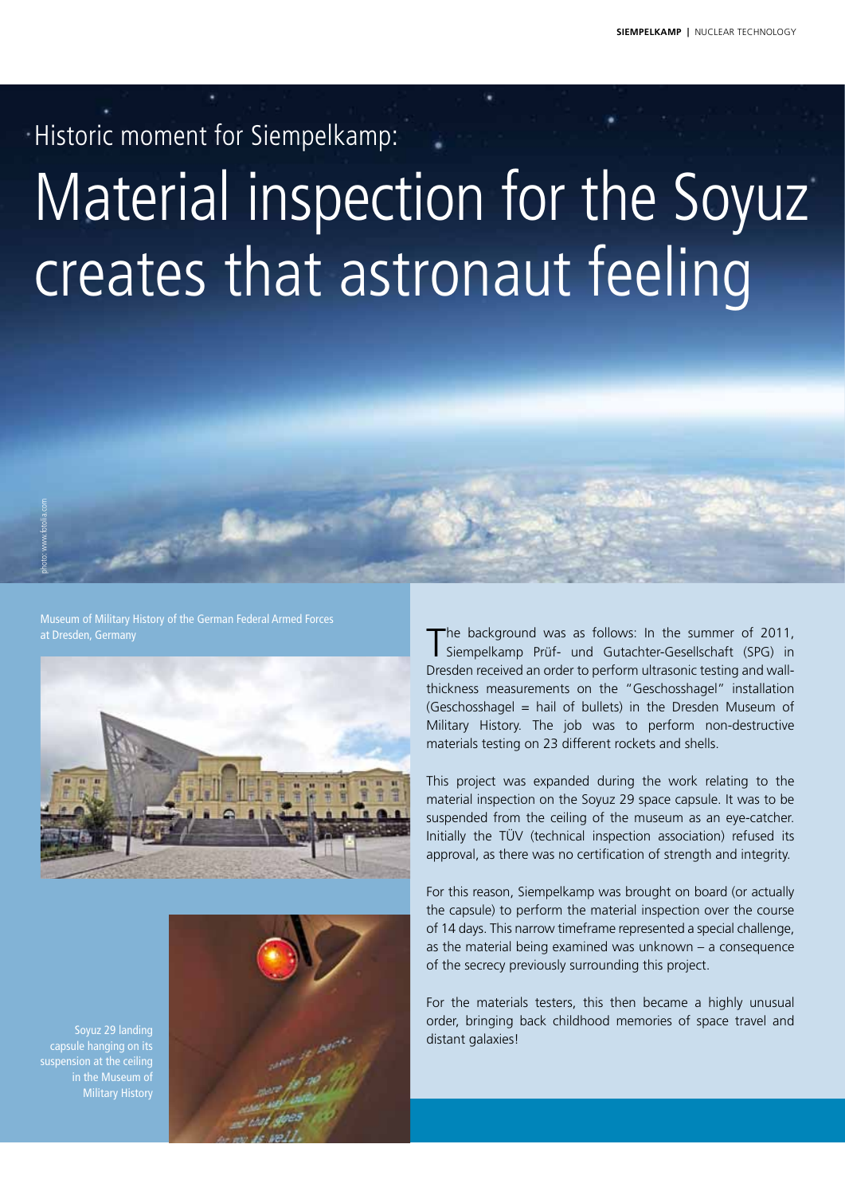# Historic moment for Siempelkamp:

# Material inspection for the Soyuz creates that astronaut feeling

photo: www.fotolia.com

Museum of Military History of the German Federal Armed Forces at Dresden, Germany

Soyuz 29 landing capsule hanging on its suspension at the ceiling in the Museum of Military History

The background was as follows: In the summer of 2011, Siempelkamp Prüf- und Gutachter-Gesellschaft (SPG) in Dresden received an order to perform ultrasonic testing and wall-thickness measurements on the "Geschosshagel" installation (Geschosshagel = hail of bullets) in the Dresden Museum of Military History. The job was to perform non-destructive materials testing on 23 different rockets and shells.

This project was expanded during the work relating to the material inspection on the Soyuz 29 space capsule. It was to be suspended from the ceiling of the museum as an eye-catcher. Initially the TÜV (technical inspection association) refused its approval, as there was no certification of strength and integrity.

For this reason, Siempelkamp was brought on board (or actually the capsule) to perform the material inspection over the course of 14 days. This narrow timeframe represented a special challenge, as the material being examined was unknown – a consequence of the secrecy previously surrounding this project.

For the materials testers, this then became a highly unusual order, bringing back childhood memories of space travel and distant galaxies!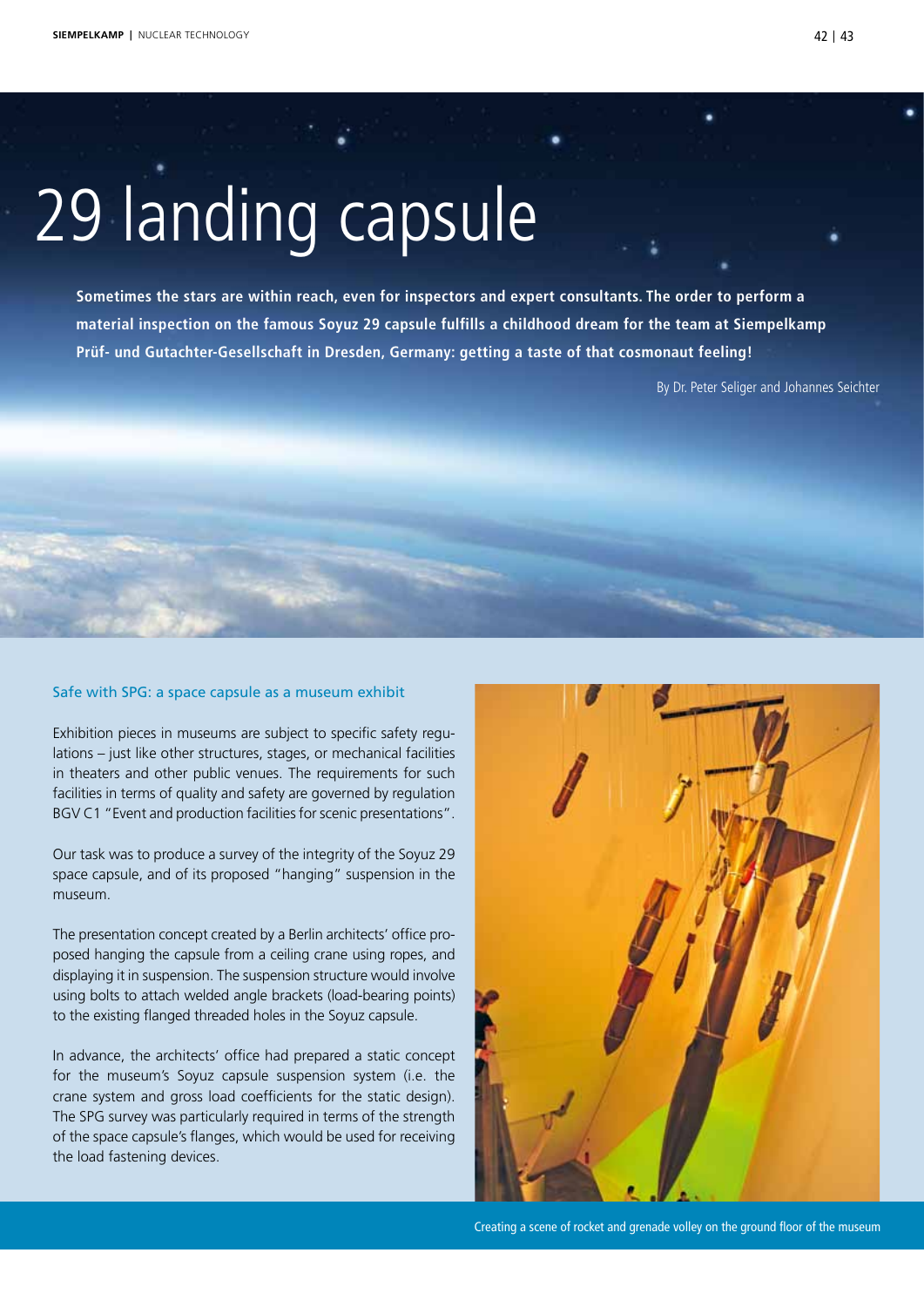# 29 landing capsule

**Sometimes the stars are within reach, even for inspectors and expert consultants. The order to perform a material inspection on the famous Soyuz 29 capsule fulfills a childhood dream for the team at Siempelkamp Prüf- und Gutachter-Gesellschaft in Dresden, Germany: getting a taste of that cosmonaut feeling!**

By Dr. Peter Seliger and Johannes Seichter

## Safe with SPG: a space capsule as a museum exhibit

Exhibition pieces in museums are subject to specific safety regulations – just like other structures, stages, or mechanical facilities in theaters and other public venues. The requirements for such facilities in terms of quality and safety are governed by regulation BGV C1 "Event and production facilities for scenic presentations".

Our task was to produce a survey of the integrity of the Soyuz 29 space capsule, and of its proposed "hanging" suspension in the museum.

The presentation concept created by a Berlin architects' office proposed hanging the capsule from a ceiling crane using ropes, and displaying it in suspension. The suspension structure would involve using bolts to attach welded angle brackets (load-bearing points) to the existing flanged threaded holes in the Soyuz capsule.

In advance, the architects' office had prepared a static concept for the museum's Soyuz capsule suspension system (i.e. the crane system and gross load coefficients for the static design). The SPG survey was particularly required in terms of the strength of the space capsule's flanges, which would be used for receiving the load fastening devices.

Creating a scene of rocket and grenade volley on the ground floor of the museum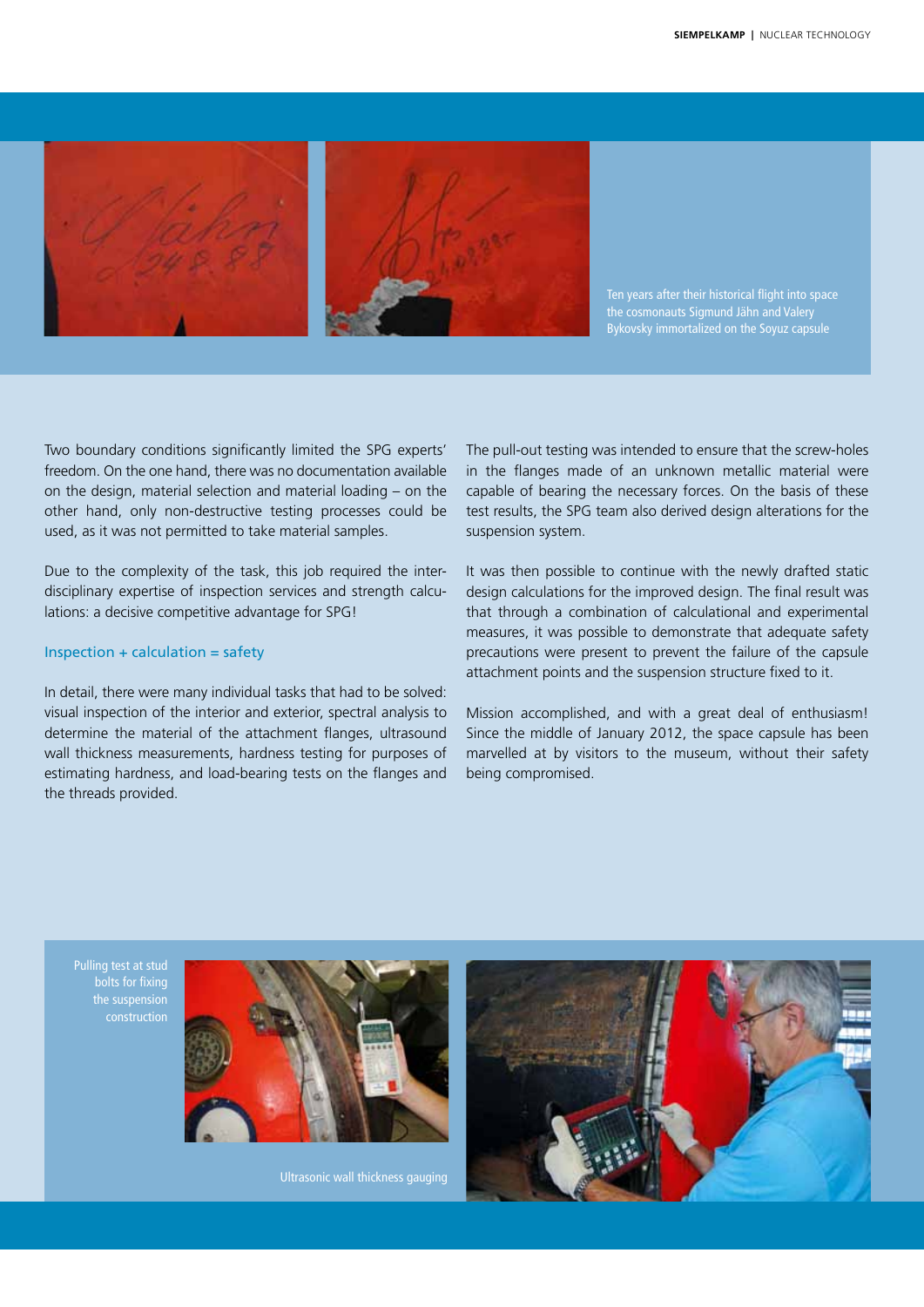Ten years after their historical flight into space the cosmonauts Sigmund Jähn and Valery Bykovsky immortalized on the Soyuz capsule

Two boundary conditions significantly limited the SPG experts' freedom. On the one hand, there was no documentation available on the design, material selection and material loading – on the other hand, only non-destructive testing processes could be used, as it was not permitted to take material samples.

Due to the complexity of the task, this job required the interdisciplinary expertise of inspection services and strength calculations: a decisive competitive advantage for SPG!

### Inspection + calculation = safety

In detail, there were many individual tasks that had to be solved: visual inspection of the interior and exterior, spectral analysis to determine the material of the attachment flanges, ultrasound wall thickness measurements, hardness testing for purposes of estimating hardness, and load-bearing tests on the flanges and the threads provided.

The pull-out testing was intended to ensure that the screw-holes in the flanges made of an unknown metallic material were capable of bearing the necessary forces. On the basis of these test results, the SPG team also derived design alterations for the suspension system.

It was then possible to continue with the newly drafted static design calculations for the improved design. The final result was that through a combination of calculational and experimental measures, it was possible to demonstrate that adequate safety precautions were present to prevent the failure of the capsule attachment points and the suspension structure fixed to it.

Mission accomplished, and with a great deal of enthusiasm! Since the middle of January 2012, the space capsule has been marvelled at by visitors to the museum, without their safety being compromised.

Pulling test at stud bolts for fixing the suspension construction

Ultrasonic wall thickness gauging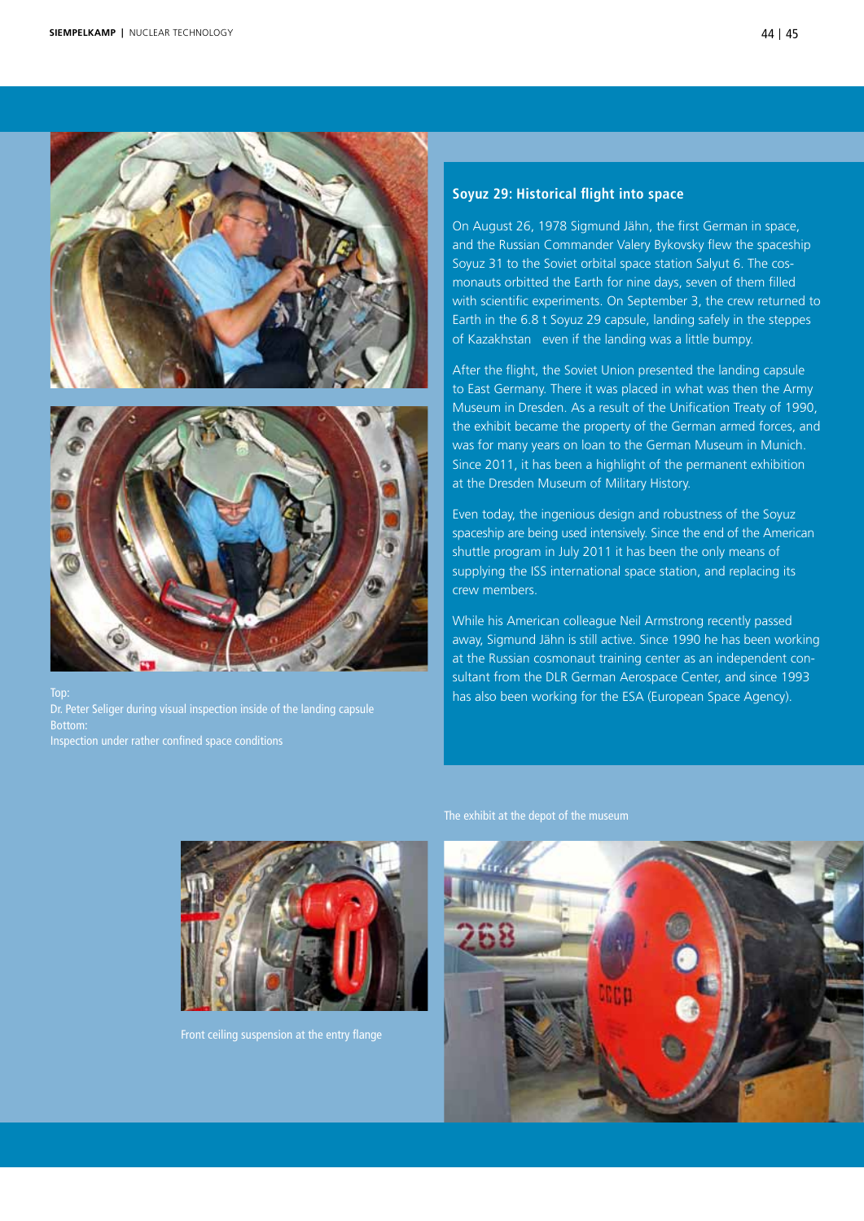## Soyuz 29: Historical flight into space

On August 26, 1978 Sigmund Jähn, the first German in space, and the Russian Commander Valery Bykovsky flew the spaceship Soyuz 31 to the Soviet orbital space station Salyut 6. The cosmonauts orbitted the Earth for nine days, seven of them filled with scientific experiments. On September 3, the crew returned to Earth in the 6.8 t Soyuz 29 capsule, landing safely in the steppes of Kazakhstan  even if the landing was a little bumpy.

After the flight, the Soviet Union presented the landing capsule to East Germany. There it was placed in what was then the Army Museum in Dresden. As a result of the Unification Treaty of 1990, the exhibit became the property of the German armed forces, and was for many years on loan to the German Museum in Munich. Since 2011, it has been a highlight of the permanent exhibition at the Dresden Museum of Military History.

Even today, the ingenious design and robustness of the Soyuz spaceship are being used intensively. Since the end of the American shuttle program in July 2011 it has been the only means of supplying the ISS international space station, and replacing its crew members.

While his American colleague Neil Armstrong recently passed away, Sigmund Jähn is still active. Since 1990 he has been working at the Russian cosmonaut training center as an independent consultant from the DLR German Aerospace Center, and since 1993 has also been working for the ESA (European Space Agency).

Top:
Dr. Peter Seliger during visual inspection inside of the landing capsule
Bottom:
Inspection under rather confined space conditions

Front ceiling suspension at the entry flange

The exhibit at the depot of the museum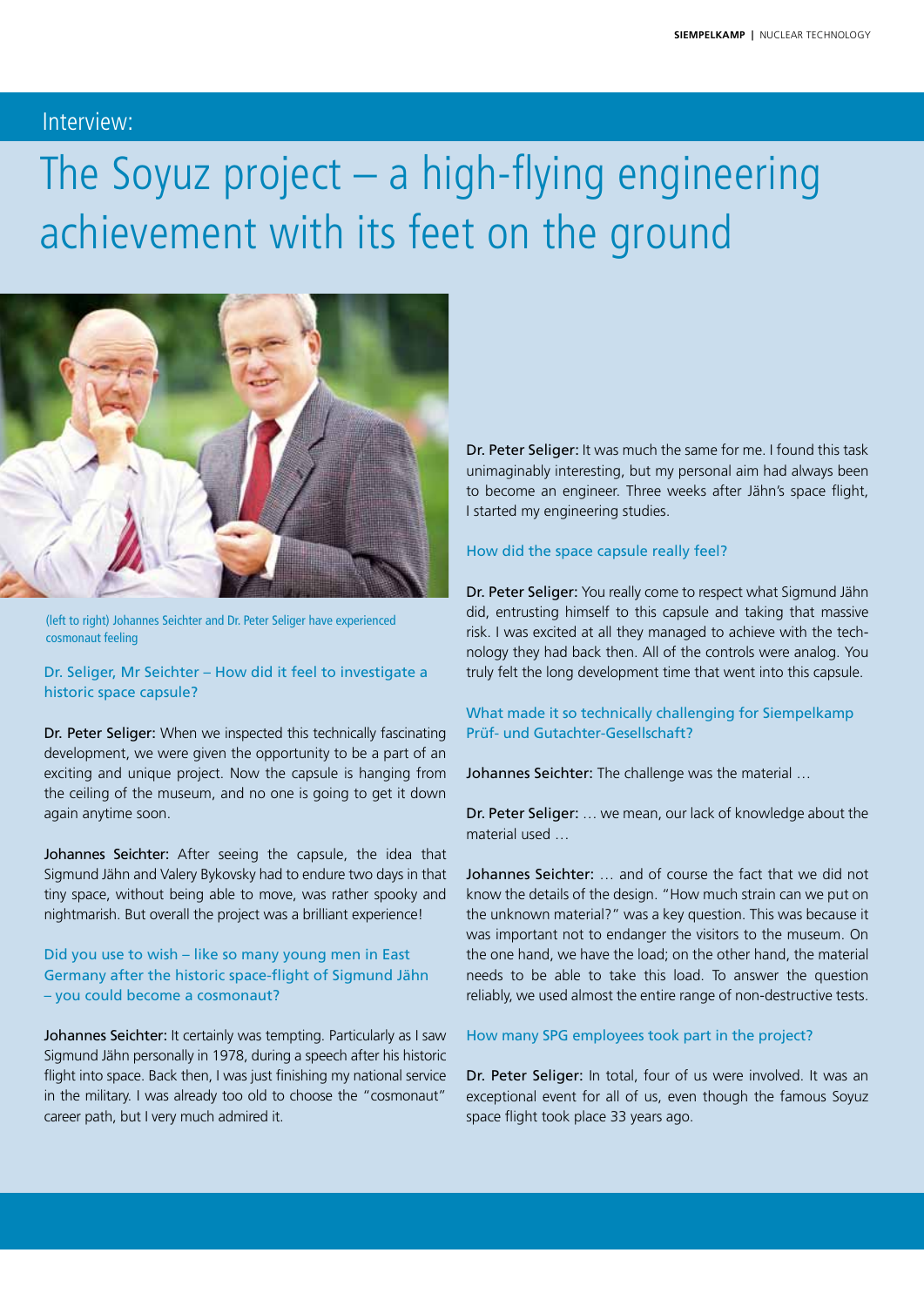Interview:

# The Soyuz project – a high-flying engineering achievement with its feet on the ground

(left to right) Johannes Seichter and Dr. Peter Seliger have experienced cosmonaut feeling

### Dr. Seliger, Mr Seichter – How did it feel to investigate a historic space capsule?

**Dr. Peter Seliger:** When we inspected this technically fascinating development, we were given the opportunity to be a part of an exciting and unique project. Now the capsule is hanging from the ceiling of the museum, and no one is going to get it down again anytime soon.

**Johannes Seichter:** After seeing the capsule, the idea that Sigmund Jähn and Valery Bykovsky had to endure two days in that tiny space, without being able to move, was rather spooky and nightmarish. But overall the project was a brilliant experience!

### Did you use to wish – like so many young men in East Germany after the historic space-flight of Sigmund Jähn – you could become a cosmonaut?

**Johannes Seichter:** It certainly was tempting. Particularly as I saw Sigmund Jähn personally in 1978, during a speech after his historic flight into space. Back then, I was just finishing my national service in the military. I was already too old to choose the "cosmonaut" career path, but I very much admired it.

**Dr. Peter Seliger:** It was much the same for me. I found this task unimaginably interesting, but my personal aim had always been to become an engineer. Three weeks after Jähn's space flight, I started my engineering studies.

### How did the space capsule really feel?

**Dr. Peter Seliger:** You really come to respect what Sigmund Jähn did, entrusting himself to this capsule and taking that massive risk. I was excited at all they managed to achieve with the technology they had back then. All of the controls were analog. You truly felt the long development time that went into this capsule.

### What made it so technically challenging for Siempelkamp Prüf- und Gutachter-Gesellschaft?

**Johannes Seichter:** The challenge was the material …

**Dr. Peter Seliger:** … we mean, our lack of knowledge about the material used …

**Johannes Seichter:** … and of course the fact that we did not know the details of the design. "How much strain can we put on the unknown material?" was a key question. This was because it was important not to endanger the visitors to the museum. On the one hand, we have the load; on the other hand, the material needs to be able to take this load. To answer the question reliably, we used almost the entire range of non-destructive tests.

### How many SPG employees took part in the project?

**Dr. Peter Seliger:** In total, four of us were involved. It was an exceptional event for all of us, even though the famous Soyuz space flight took place 33 years ago.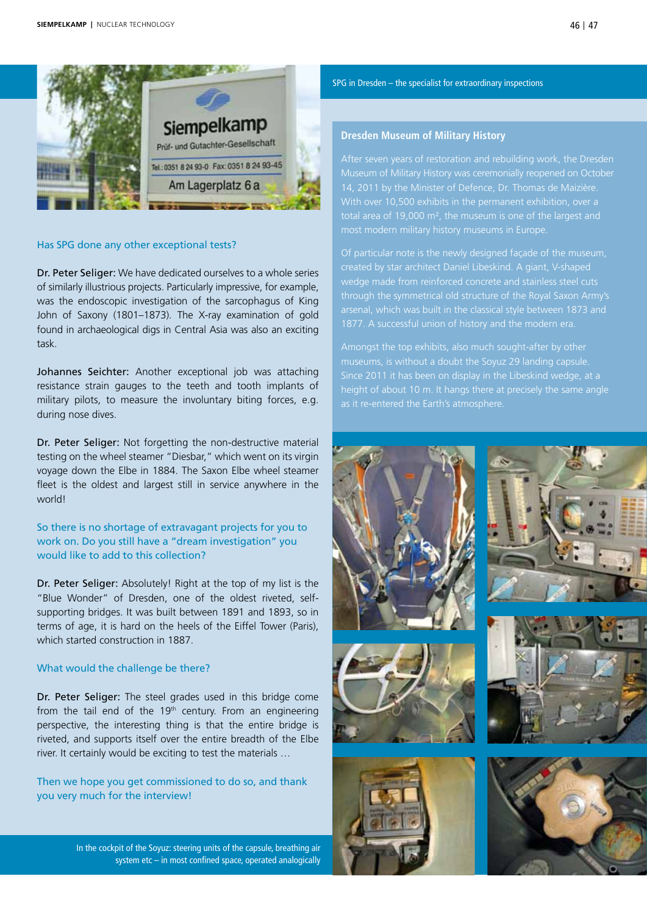### Has SPG done any other exceptional tests?

**Dr. Peter Seliger:** We have dedicated ourselves to a whole series of similarly illustrious projects. Particularly impressive, for example, was the endoscopic investigation of the sarcophagus of King John of Saxony (1801–1873). The X-ray examination of gold found in archaeological digs in Central Asia was also an exciting task.

**Johannes Seichter:** Another exceptional job was attaching resistance strain gauges to the teeth and tooth implants of military pilots, to measure the involuntary biting forces, e.g. during nose dives.

**Dr. Peter Seliger:** Not forgetting the non-destructive material testing on the wheel steamer "Diesbar," which went on its virgin voyage down the Elbe in 1884. The Saxon Elbe wheel steamer fleet is the oldest and largest still in service anywhere in the world!

### So there is no shortage of extravagant projects for you to work on. Do you still have a "dream investigation" you would like to add to this collection?

**Dr. Peter Seliger:** Absolutely! Right at the top of my list is the "Blue Wonder" of Dresden, one of the oldest riveted, self-supporting bridges. It was built between 1891 and 1893, so in terms of age, it is hard on the heels of the Eiffel Tower (Paris), which started construction in 1887.

### What would the challenge be there?

**Dr. Peter Seliger:** The steel grades used in this bridge come from the tail end of the 19th century. From an engineering perspective, the interesting thing is that the entire bridge is riveted, and supports itself over the entire breadth of the Elbe river. It certainly would be exciting to test the materials …

### Then we hope you get commissioned to do so, and thank you very much for the interview!

SPG in Dresden – the specialist for extraordinary inspections

## Dresden Museum of Military History

After seven years of restoration and rebuilding work, the Dresden Museum of Military History was ceremonially reopened on October 14, 2011 by the Minister of Defence, Dr. Thomas de Maizière. With over 10,500 exhibits in the permanent exhibition, over a total area of 19,000 m², the museum is one of the largest and most modern military history museums in Europe.

Of particular note is the newly designed façade of the museum, created by star architect Daniel Libeskind. A giant, V-shaped wedge made from reinforced concrete and stainless steel cuts through the symmetrical old structure of the Royal Saxon Army's arsenal, which was built in the classical style between 1873 and 1877. A successful union of history and the modern era.

Amongst the top exhibits, also much sought-after by other museums, is without a doubt the Soyuz 29 landing capsule. Since 2011 it has been on display in the Libeskind wedge, at a height of about 10 m. It hangs there at precisely the same angle as it re-entered the Earth's atmosphere.

In the cockpit of the Soyuz: steering units of the capsule, breathing air system etc – in most confined space, operated analogically